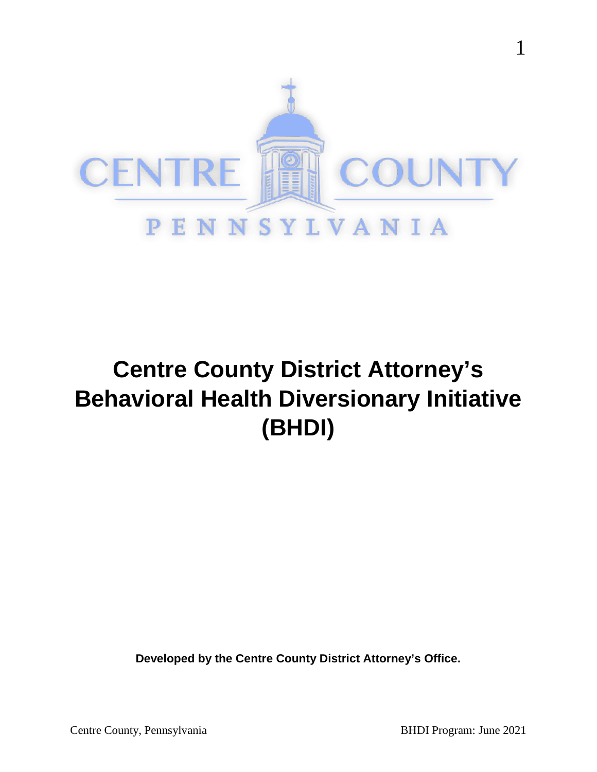CENTRE COUNTY

PENNSYLVANIA

# Centre County District Attorney's Behavioral Health Diversionary Initiative (BHDI)

**Developed by the Centre County District Attorney's Office.**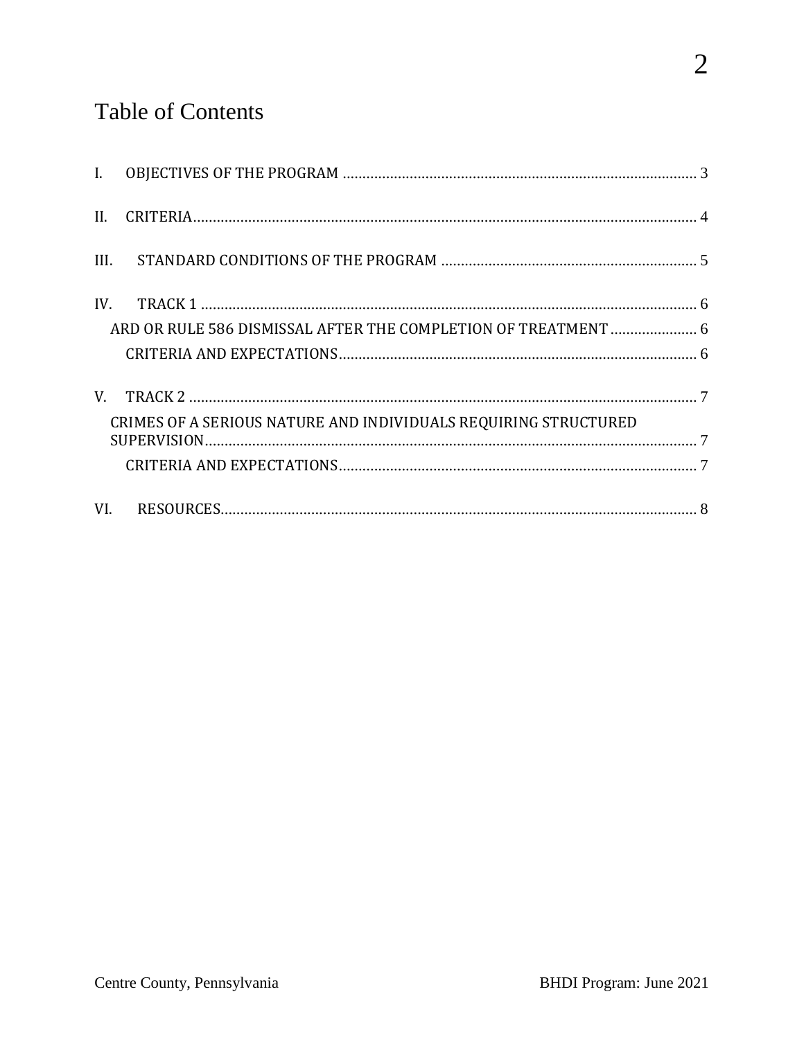# Table of Contents

I. OBJECTIVES OF THE PROGRAM .......... 3

II. CRITERIA .......... 4

III. STANDARD CONDITIONS OF THE PROGRAM .......... 5

IV. TRACK 1 .......... 6

- ARD OR RULE 586 DISMISSAL AFTER THE COMPLETION OF TREATMENT .......... 6
  - CRITERIA AND EXPECTATIONS .......... 6

V. TRACK 2 .......... 7

- CRIMES OF A SERIOUS NATURE AND INDIVIDUALS REQUIRING STRUCTURED SUPERVISION .......... 7
  - CRITERIA AND EXPECTATIONS .......... 7

VI. RESOURCES .......... 8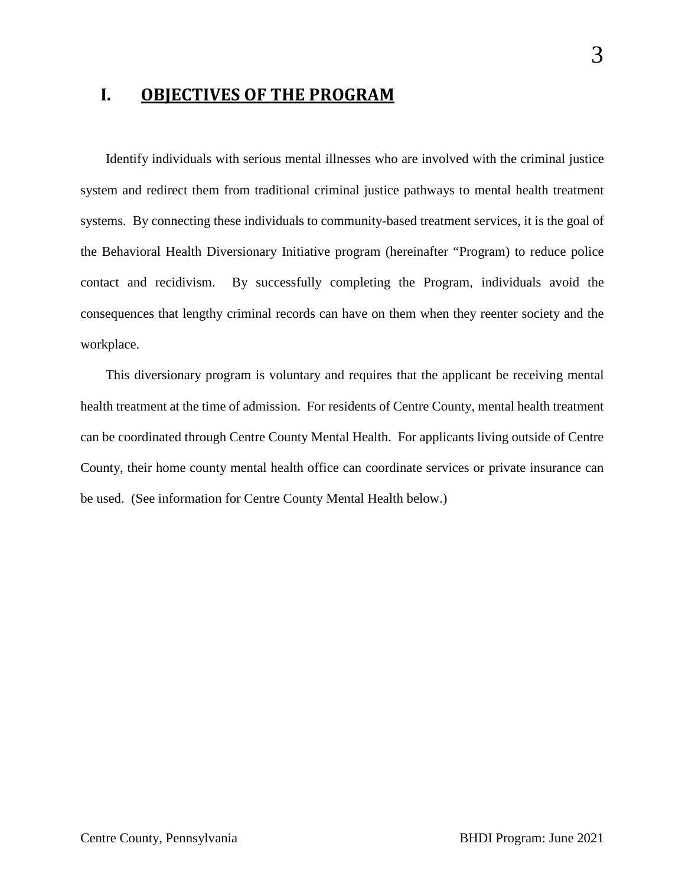## I. OBJECTIVES OF THE PROGRAM

Identify individuals with serious mental illnesses who are involved with the criminal justice system and redirect them from traditional criminal justice pathways to mental health treatment systems. By connecting these individuals to community-based treatment services, it is the goal of the Behavioral Health Diversionary Initiative program (hereinafter "Program) to reduce police contact and recidivism. By successfully completing the Program, individuals avoid the consequences that lengthy criminal records can have on them when they reenter society and the workplace.

This diversionary program is voluntary and requires that the applicant be receiving mental health treatment at the time of admission. For residents of Centre County, mental health treatment can be coordinated through Centre County Mental Health. For applicants living outside of Centre County, their home county mental health office can coordinate services or private insurance can be used. (See information for Centre County Mental Health below.)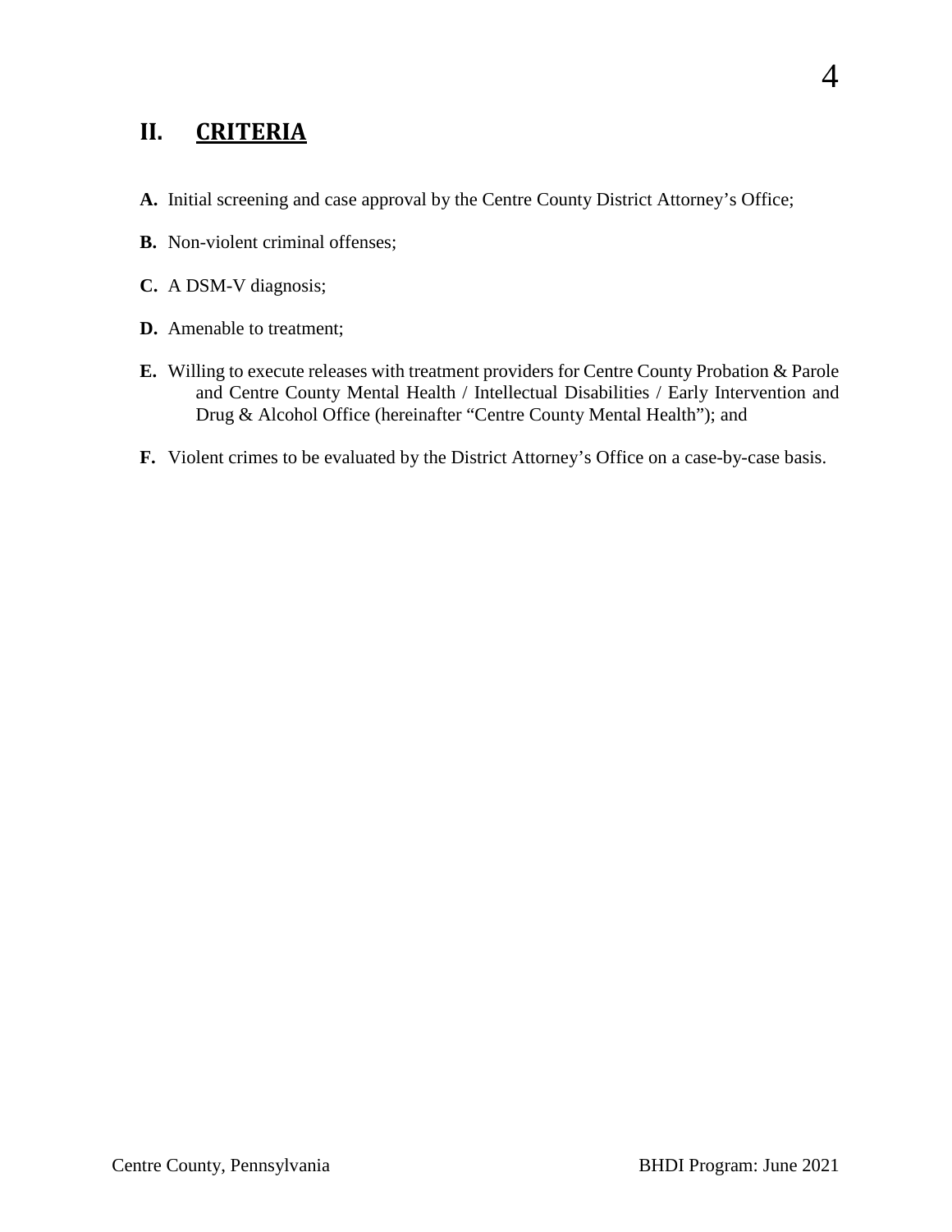## II. CRITERIA

**A.** Initial screening and case approval by the Centre County District Attorney's Office;

**B.** Non-violent criminal offenses;

**C.** A DSM-V diagnosis;

**D.** Amenable to treatment;

**E.** Willing to execute releases with treatment providers for Centre County Probation & Parole and Centre County Mental Health / Intellectual Disabilities / Early Intervention and Drug & Alcohol Office (hereinafter "Centre County Mental Health"); and

**F.** Violent crimes to be evaluated by the District Attorney's Office on a case-by-case basis.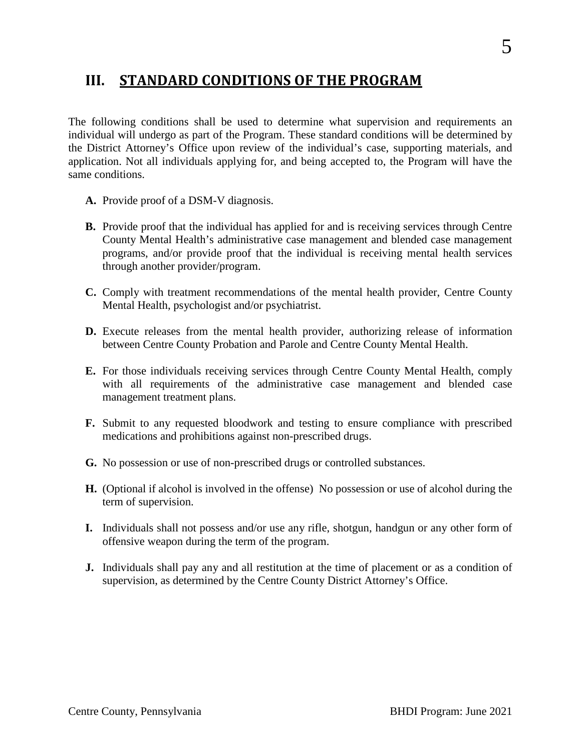## III. STANDARD CONDITIONS OF THE PROGRAM

The following conditions shall be used to determine what supervision and requirements an individual will undergo as part of the Program. These standard conditions will be determined by the District Attorney's Office upon review of the individual's case, supporting materials, and application. Not all individuals applying for, and being accepted to, the Program will have the same conditions.

**A.** Provide proof of a DSM-V diagnosis.

**B.** Provide proof that the individual has applied for and is receiving services through Centre County Mental Health's administrative case management and blended case management programs, and/or provide proof that the individual is receiving mental health services through another provider/program.

**C.** Comply with treatment recommendations of the mental health provider, Centre County Mental Health, psychologist and/or psychiatrist.

**D.** Execute releases from the mental health provider, authorizing release of information between Centre County Probation and Parole and Centre County Mental Health.

**E.** For those individuals receiving services through Centre County Mental Health, comply with all requirements of the administrative case management and blended case management treatment plans.

**F.** Submit to any requested bloodwork and testing to ensure compliance with prescribed medications and prohibitions against non-prescribed drugs.

**G.** No possession or use of non-prescribed drugs or controlled substances.

**H.** (Optional if alcohol is involved in the offense) No possession or use of alcohol during the term of supervision.

**I.** Individuals shall not possess and/or use any rifle, shotgun, handgun or any other form of offensive weapon during the term of the program.

**J.** Individuals shall pay any and all restitution at the time of placement or as a condition of supervision, as determined by the Centre County District Attorney's Office.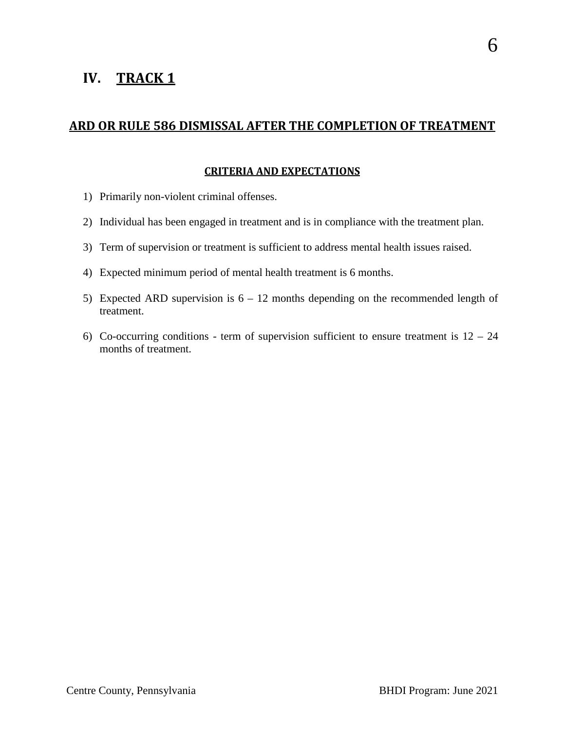# IV. TRACK 1

## ARD OR RULE 586 DISMISSAL AFTER THE COMPLETION OF TREATMENT

### CRITERIA AND EXPECTATIONS

1) Primarily non-violent criminal offenses.
2) Individual has been engaged in treatment and is in compliance with the treatment plan.
3) Term of supervision or treatment is sufficient to address mental health issues raised.
4) Expected minimum period of mental health treatment is 6 months.
5) Expected ARD supervision is 6 – 12 months depending on the recommended length of treatment.
6) Co-occurring conditions - term of supervision sufficient to ensure treatment is 12 – 24 months of treatment.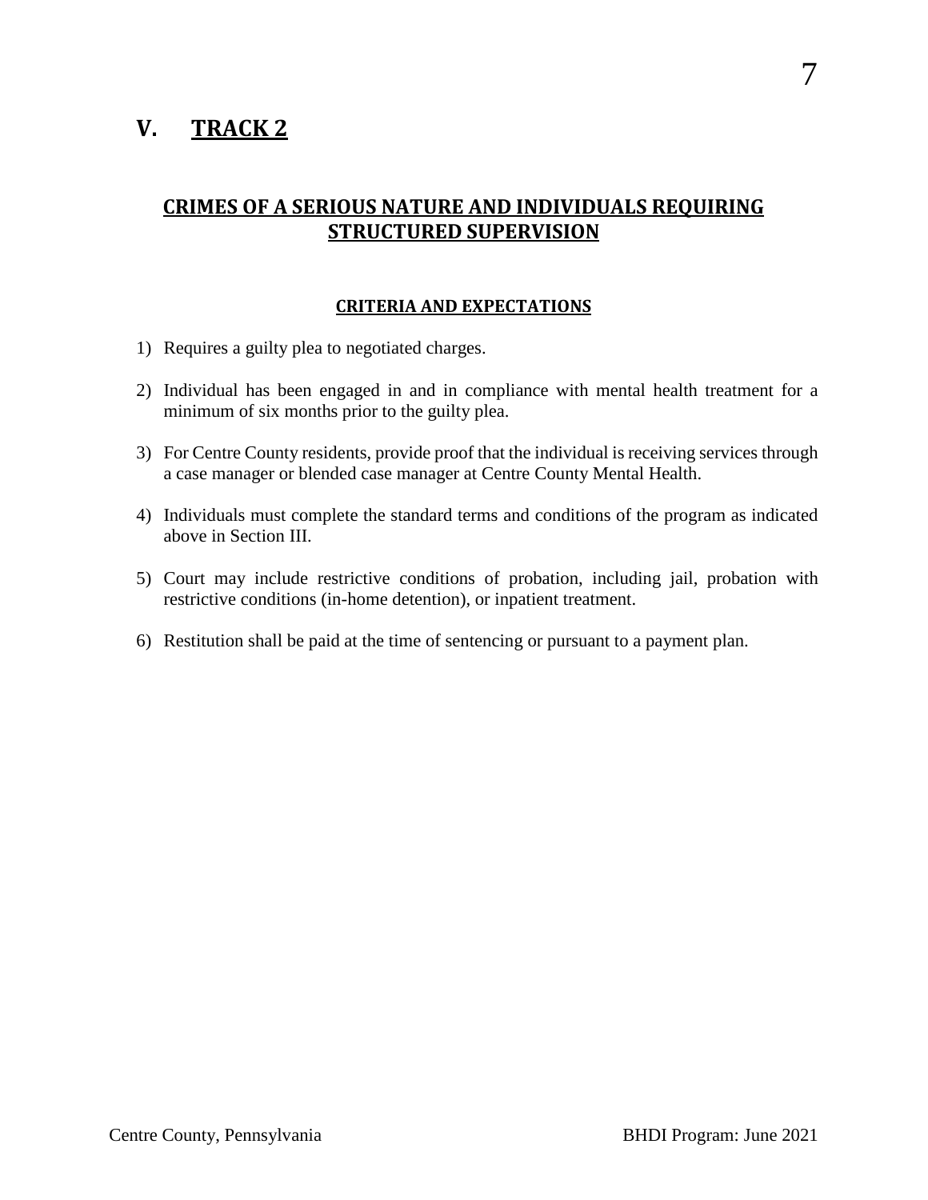# V. TRACK 2

## CRIMES OF A SERIOUS NATURE AND INDIVIDUALS REQUIRING STRUCTURED SUPERVISION

### CRITERIA AND EXPECTATIONS

1) Requires a guilty plea to negotiated charges.

2) Individual has been engaged in and in compliance with mental health treatment for a minimum of six months prior to the guilty plea.

3) For Centre County residents, provide proof that the individual is receiving services through a case manager or blended case manager at Centre County Mental Health.

4) Individuals must complete the standard terms and conditions of the program as indicated above in Section III.

5) Court may include restrictive conditions of probation, including jail, probation with restrictive conditions (in-home detention), or inpatient treatment.

6) Restitution shall be paid at the time of sentencing or pursuant to a payment plan.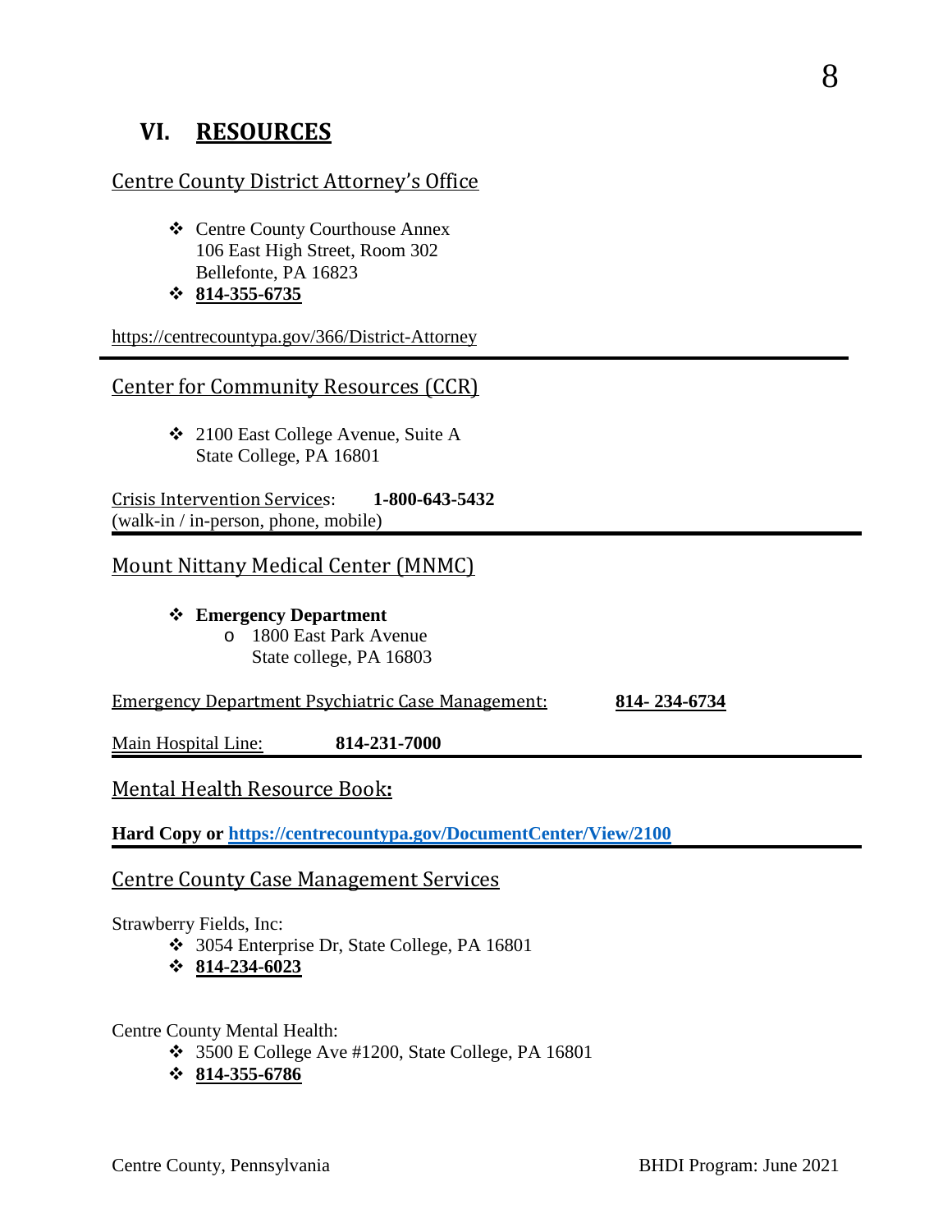## VI. RESOURCES

### Centre County District Attorney's Office

- Centre County Courthouse Annex
  106 East High Street, Room 302
  Bellefonte, PA 16823
- **814-355-6735**

https://centrecountypa.gov/366/District-Attorney

---

### Center for Community Resources (CCR)

- 2100 East College Avenue, Suite A
  State College, PA 16801

Crisis Intervention Services: **1-800-643-5432**
(walk-in / in-person, phone, mobile)

---

### Mount Nittany Medical Center (MNMC)

- **Emergency Department**
  - 1800 East Park Avenue
    State college, PA 16803

Emergency Department Psychiatric Case Management: **814- 234-6734**

Main Hospital Line: **814-231-7000**

---

### Mental Health Resource Book:

**Hard Copy or https://centrecountypa.gov/DocumentCenter/View/2100**

---

### Centre County Case Management Services

Strawberry Fields, Inc:

- 3054 Enterprise Dr, State College, PA 16801
- **814-234-6023**

Centre County Mental Health:

- 3500 E College Ave #1200, State College, PA 16801
- **814-355-6786**